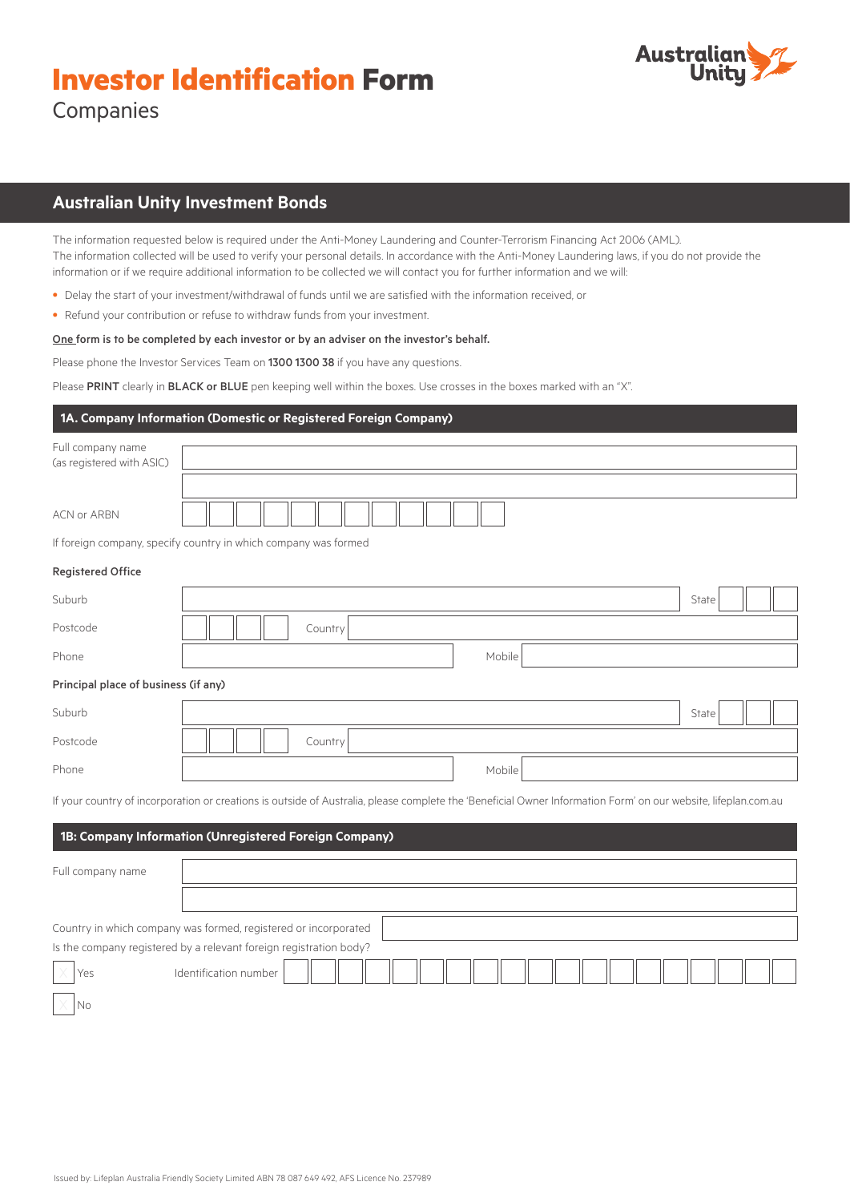# **Investor Identification Form**

Companies

## Australian Unity Investment Bonds

The information requested below is required under the Anti-Money Laundering and Counter-Terrorism Financing Act 2006 (AML).
The information collected will be used to verify your personal details. In accordance with the Anti-Money Laundering laws, if you do not provide the information or if we require additional information to be collected we will contact you for further information and we will:

- Delay the start of your investment/withdrawal of funds until we are satisfied with the information received, or
- Refund your contribution or refuse to withdraw funds from your investment.

**One form is to be completed by each investor or by an adviser on the investor's behalf.**

Please phone the Investor Services Team on **1300 1300 38** if you have any questions.

Please **PRINT** clearly in **BLACK or BLUE** pen keeping well within the boxes. Use crosses in the boxes marked with an "X".

### 1A. Company Information (Domestic or Registered Foreign Company)

Full company name (as registered with ASIC)

ACN or ARBN

If foreign company, specify country in which company was formed

**Registered Office**

Suburb | State

Postcode | Country

Phone | Mobile

**Principal place of business (if any)**

Suburb | State

Postcode | Country

Phone | Mobile

If your country of incorporation or creations is outside of Australia, please complete the 'Beneficial Owner Information Form' on our website, lifeplan.com.au

### 1B: Company Information (Unregistered Foreign Company)

Full company name

Country in which company was formed, registered or incorporated

Is the company registered by a relevant foreign registration body?

☐ Yes Identification number

☐ No

Issued by: Lifeplan Australia Friendly Society Limited ABN 78 087 649 492, AFS Licence No. 237989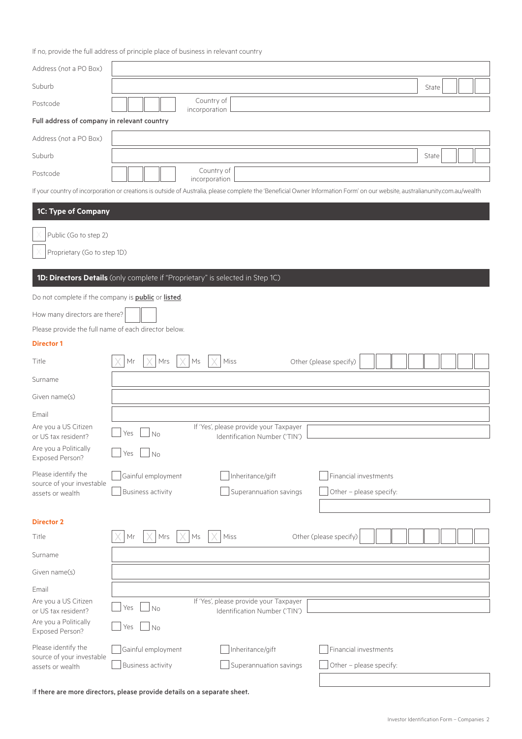If no, provide the full address of principle place of business in relevant country

Address (not a PO Box)

Suburb                                                                 State

Postcode                    Country of incorporation

**Full address of company in relevant country**

Address (not a PO Box)

Suburb                                                                 State

Postcode                    Country of incorporation

If your country of incorporation or creations is outside of Australia, please complete the 'Beneficial Owner Information Form' on our website, australianunity.com.au/wealth

## 1C: Type of Company

☐ Public (Go to step 2)

☐ Proprietary (Go to step 1D)

## 1D: Directors Details (only complete if "Proprietary" is selected in Step 1C)

Do not complete if the company is **public** or **listed**.

How many directors are there?

Please provide the full name of each director below.

### Director 1

Title ☐ Mr ☐ Mrs ☐ Ms ☐ Miss Other (please specify)

Surname

Given name(s)

Email

Are you a US Citizen or US tax resident? ☐ Yes ☐ No If 'Yes', please provide your Taxpayer Identification Number ('TIN')

Are you a Politically Exposed Person? ☐ Yes ☐ No

Please identify the source of your investable assets or wealth

☐ Gainful employment ☐ Inheritance/gift ☐ Financial investments

☐ Business activity ☐ Superannuation savings ☐ Other – please specify:

### Director 2

Title ☐ Mr ☐ Mrs ☐ Ms ☐ Miss Other (please specify)

Surname

Given name(s)

Email

Are you a US Citizen or US tax resident? ☐ Yes ☐ No If 'Yes', please provide your Taxpayer Identification Number ('TIN')

Are you a Politically Exposed Person? ☐ Yes ☐ No

Please identify the source of your investable assets or wealth

☐ Gainful employment ☐ Inheritance/gift ☐ Financial investments

☐ Business activity ☐ Superannuation savings ☐ Other – please specify:

**If there are more directors, please provide details on a separate sheet.**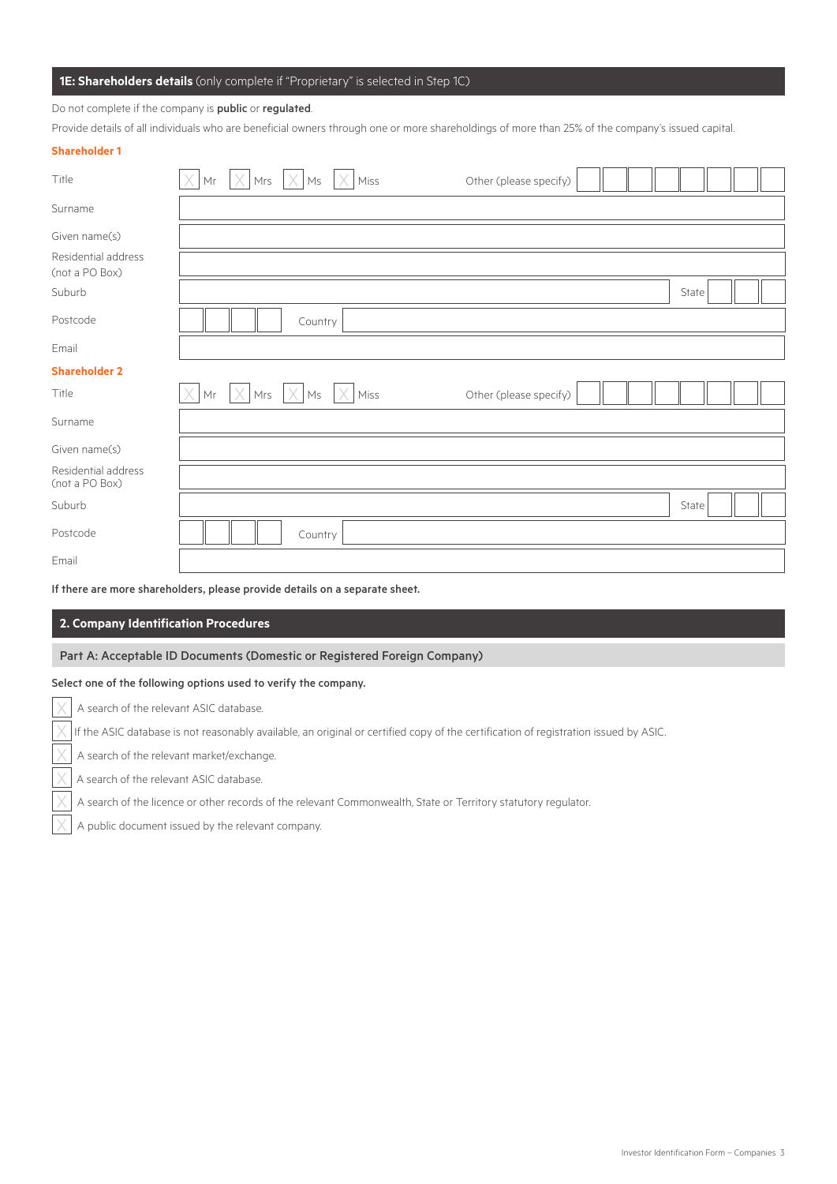## 1E: Shareholders details (only complete if "Proprietary" is selected in Step 1C)

Do not complete if the company is **public** or **regulated**.

Provide details of all individuals who are beneficial owners through one or more shareholdings of more than 25% of the company's issued capital.

**Shareholder 1**

| | |
|---|---|
| Title | ☐ Mr ☐ Mrs ☐ Ms ☐ Miss Other (please specify) |
| Surname | |
| Given name(s) | |
| Residential address (not a PO Box) | |
| Suburb | State |
| Postcode | Country |
| Email | |

**Shareholder 2**

| | |
|---|---|
| Title | ☐ Mr ☐ Mrs ☐ Ms ☐ Miss Other (please specify) |
| Surname | |
| Given name(s) | |
| Residential address (not a PO Box) | |
| Suburb | State |
| Postcode | Country |
| Email | |

**If there are more shareholders, please provide details on a separate sheet.**

## 2. Company Identification Procedures

### Part A: Acceptable ID Documents (Domestic or Registered Foreign Company)

**Select one of the following options used to verify the company.**

- ☐ A search of the relevant ASIC database.
- ☐ If the ASIC database is not reasonably available, an original or certified copy of the certification of registration issued by ASIC.
- ☐ A search of the relevant market/exchange.
- ☐ A search of the relevant ASIC database.
- ☐ A search of the licence or other records of the relevant Commonwealth, State or Territory statutory regulator.
- ☐ A public document issued by the relevant company.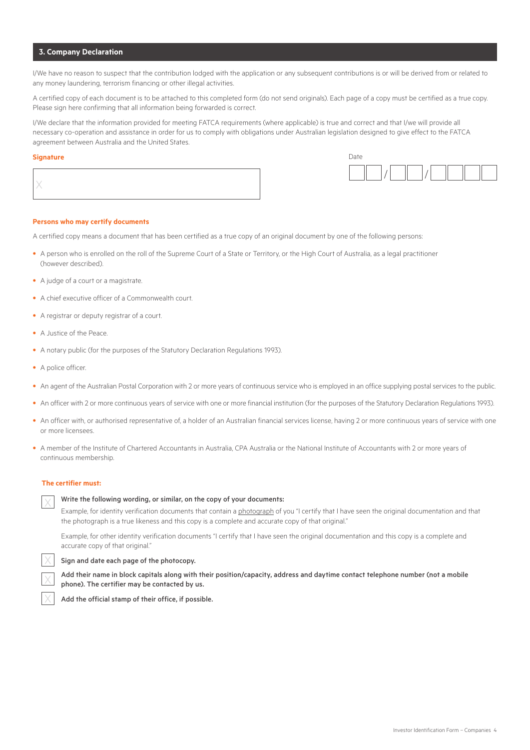## 3. Company Declaration

I/We have no reason to suspect that the contribution lodged with the application or any subsequent contributions is or will be derived from or related to any money laundering, terrorism financing or other illegal activities.

A certified copy of each document is to be attached to this completed form (do not send originals). Each page of a copy must be certified as a true copy. Please sign here confirming that all information being forwarded is correct.

I/We declare that the information provided for meeting FATCA requirements (where applicable) is true and correct and that I/we will provide all necessary co-operation and assistance in order for us to comply with obligations under Australian legislation designed to give effect to the FATCA agreement between Australia and the United States.

**Signature**

X

Date

__ __ / __ __ / __ __ __ __

**Persons who may certify documents**

A certified copy means a document that has been certified as a true copy of an original document by one of the following persons:

- A person who is enrolled on the roll of the Supreme Court of a State or Territory, or the High Court of Australia, as a legal practitioner (however described).
- A judge of a court or a magistrate.
- A chief executive officer of a Commonwealth court.
- A registrar or deputy registrar of a court.
- A Justice of the Peace.
- A notary public (for the purposes of the Statutory Declaration Regulations 1993).
- A police officer.
- An agent of the Australian Postal Corporation with 2 or more years of continuous service who is employed in an office supplying postal services to the public.
- An officer with 2 or more continuous years of service with one or more financial institution (for the purposes of the Statutory Declaration Regulations 1993).
- An officer with, or authorised representative of, a holder of an Australian financial services license, having 2 or more continuous years of service with one or more licensees.
- A member of the Institute of Chartered Accountants in Australia, CPA Australia or the National Institute of Accountants with 2 or more years of continuous membership.

**The certifier must:**

- [ ] **Write the following wording, or similar, on the copy of your documents:**

  Example, for identity verification documents that contain a photograph of you "I certify that I have seen the original documentation and that the photograph is a true likeness and this copy is a complete and accurate copy of that original."

  Example, for other identity verification documents "I certify that I have seen the original documentation and this copy is a complete and accurate copy of that original."

- [ ] **Sign and date each page of the photocopy.**
- [ ] **Add their name in block capitals along with their position/capacity, address and daytime contact telephone number (not a mobile phone). The certifier may be contacted by us.**
- [ ] **Add the official stamp of their office, if possible.**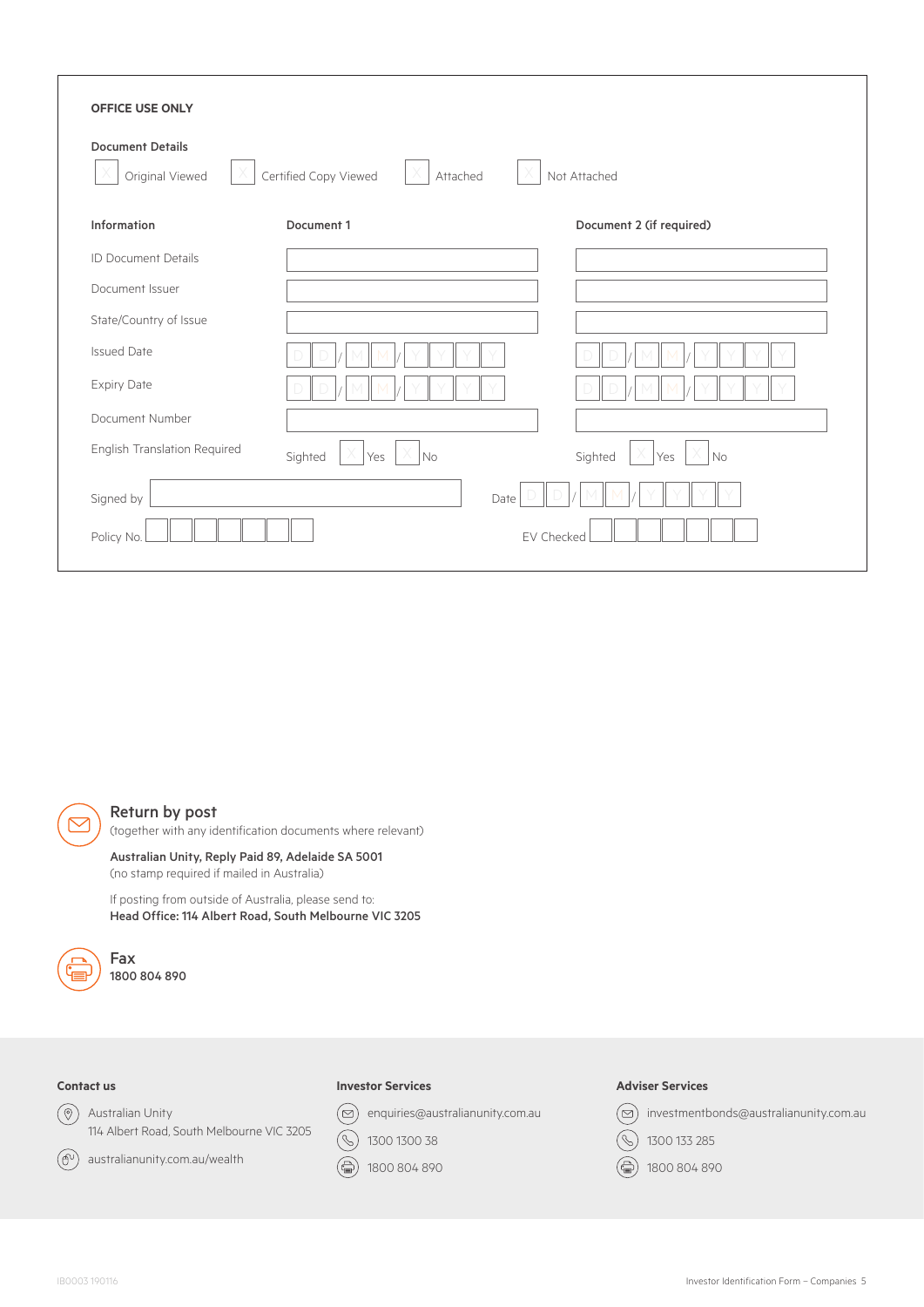## OFFICE USE ONLY

**Document Details**

☐ Original Viewed ☐ Certified Copy Viewed ☐ Attached ☐ Not Attached

| Information | Document 1 | Document 2 (if required) |
|---|---|---|
| ID Document Details | | |
| Document Issuer | | |
| State/Country of Issue | | |
| Issued Date | D D / M M / Y Y Y Y | D D / M M / Y Y Y Y |
| Expiry Date | D D / M M / Y Y Y Y | D D / M M / Y Y Y Y |
| Document Number | | |
| English Translation Required | Sighted ☐ Yes ☐ No | Sighted ☐ Yes ☐ No |

Signed by ____________________ Date D D / M M / Y Y Y Y

Policy No. ☐☐☐☐☐☐☐ EV Checked ☐☐☐☐☐☐☐

### Return by post

(together with any identification documents where relevant)

**Australian Unity, Reply Paid 89, Adelaide SA 5001**
(no stamp required if mailed in Australia)

If posting from outside of Australia, please send to:
**Head Office: 114 Albert Road, South Melbourne VIC 3205**

### Fax

**1800 804 890**

**Contact us**

Australian Unity
114 Albert Road, South Melbourne VIC 3205

australianunity.com.au/wealth

**Investor Services**

enquiries@australianunity.com.au

1300 1300 38

1800 804 890

**Adviser Services**

investmentbonds@australianunity.com.au

1300 133 285

1800 804 890

IB0003 190116